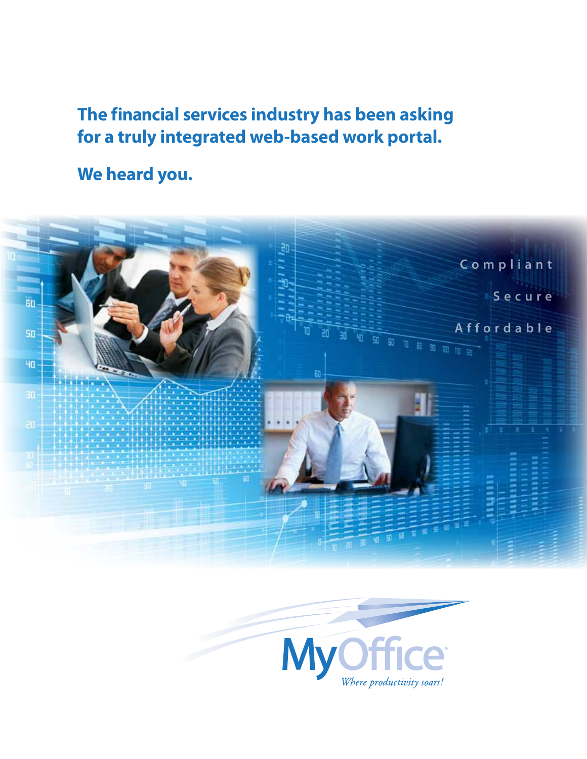# The financial services industry has been asking for a truly integrated web-based work portal.

## We heard you.

Compliant

Secure

Affordable

MyOffice®

*Where productivity soars!*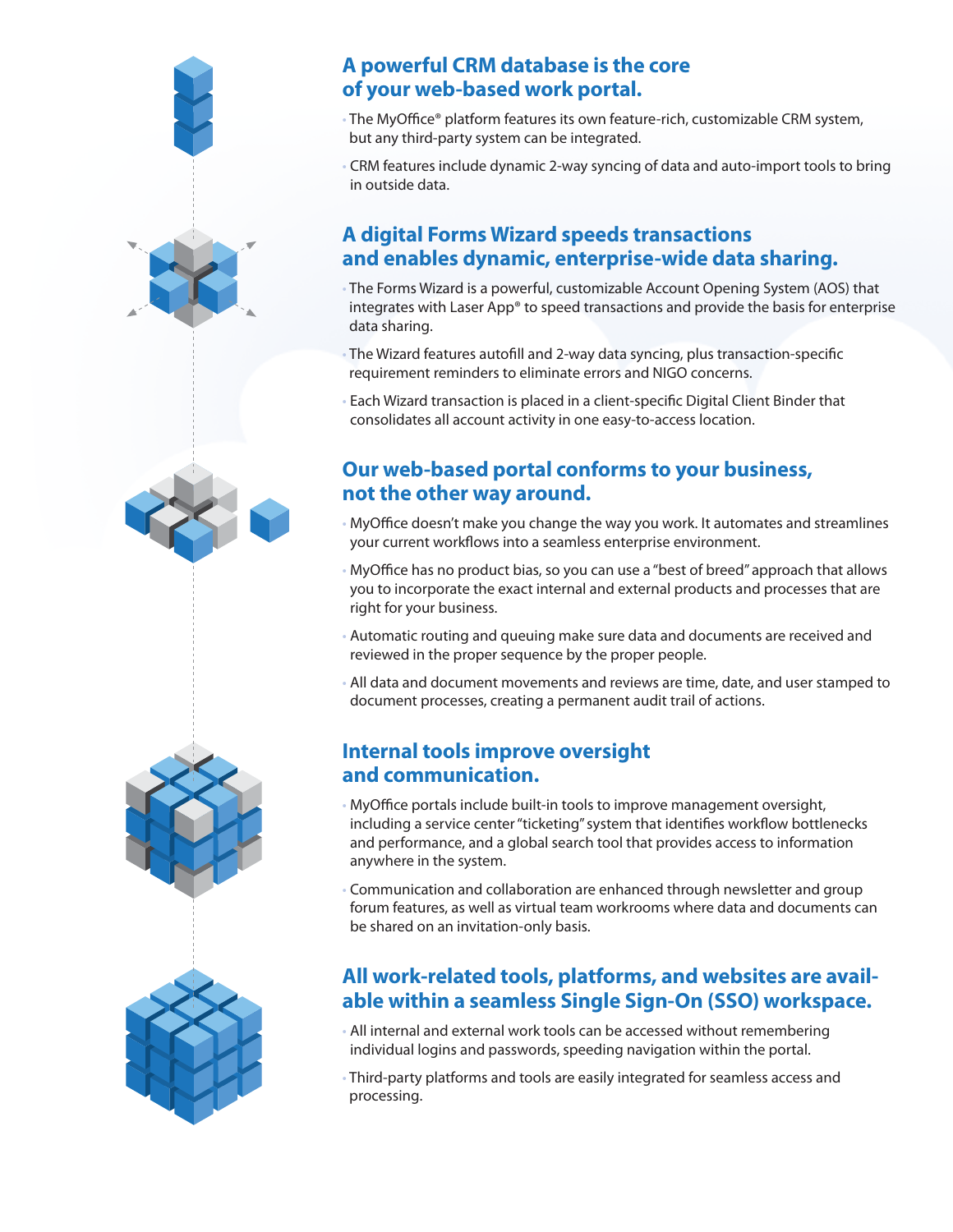## A powerful CRM database is the core of your web-based work portal.

- The MyOffice® platform features its own feature-rich, customizable CRM system, but any third-party system can be integrated.
- CRM features include dynamic 2-way syncing of data and auto-import tools to bring in outside data.

## A digital Forms Wizard speeds transactions and enables dynamic, enterprise-wide data sharing.

- The Forms Wizard is a powerful, customizable Account Opening System (AOS) that integrates with Laser App® to speed transactions and provide the basis for enterprise data sharing.
- The Wizard features autofill and 2-way data syncing, plus transaction-specific requirement reminders to eliminate errors and NIGO concerns.
- Each Wizard transaction is placed in a client-specific Digital Client Binder that consolidates all account activity in one easy-to-access location.

## Our web-based portal conforms to your business, not the other way around.

- MyOffice doesn't make you change the way you work. It automates and streamlines your current workflows into a seamless enterprise environment.
- MyOffice has no product bias, so you can use a "best of breed" approach that allows you to incorporate the exact internal and external products and processes that are right for your business.
- Automatic routing and queuing make sure data and documents are received and reviewed in the proper sequence by the proper people.
- All data and document movements and reviews are time, date, and user stamped to document processes, creating a permanent audit trail of actions.

## Internal tools improve oversight and communication.

- MyOffice portals include built-in tools to improve management oversight, including a service center "ticketing" system that identifies workflow bottlenecks and performance, and a global search tool that provides access to information anywhere in the system.
- Communication and collaboration are enhanced through newsletter and group forum features, as well as virtual team workrooms where data and documents can be shared on an invitation-only basis.

## All work-related tools, platforms, and websites are available within a seamless Single Sign-On (SSO) workspace.

- All internal and external work tools can be accessed without remembering individual logins and passwords, speeding navigation within the portal.
- Third-party platforms and tools are easily integrated for seamless access and processing.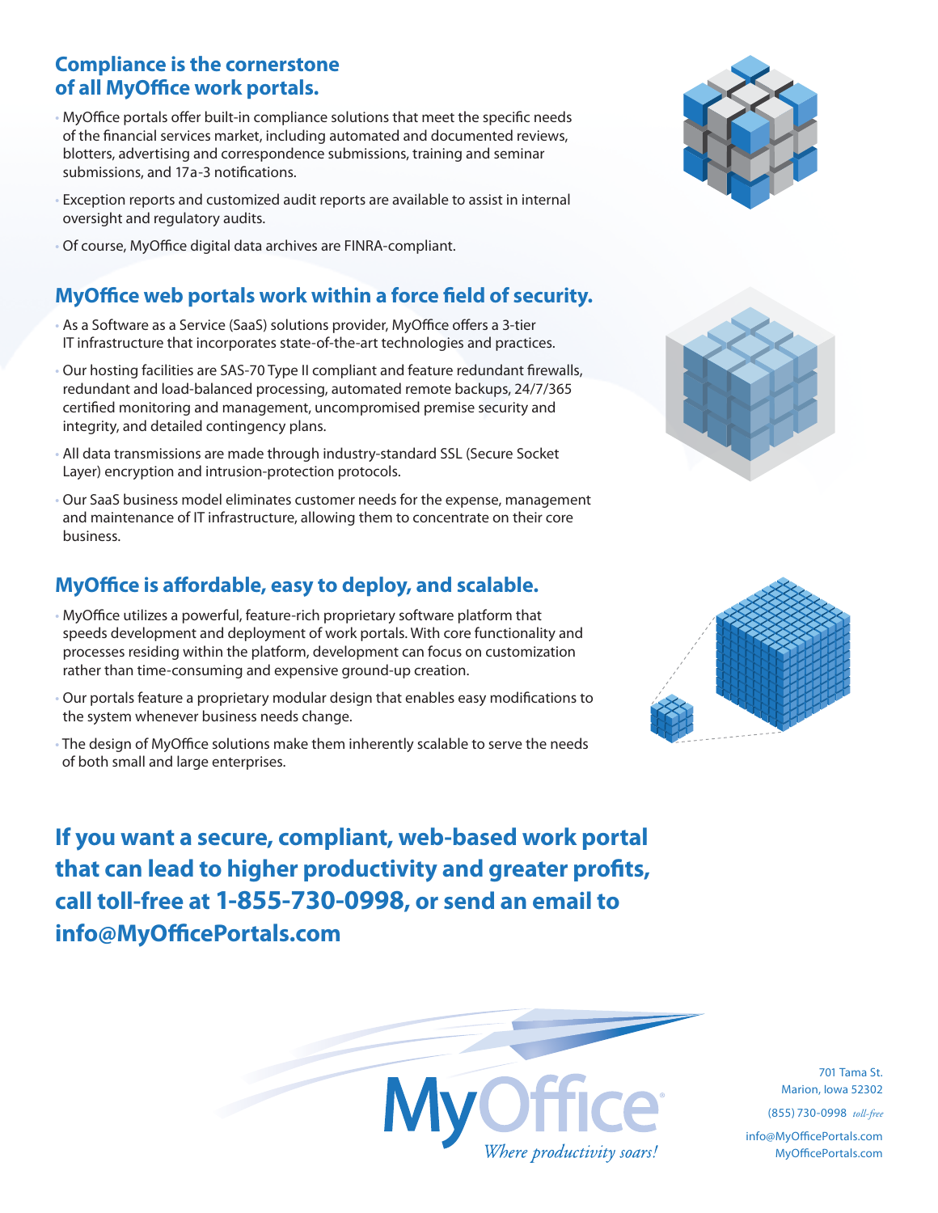## Compliance is the cornerstone of all MyOffice work portals.

- MyOffice portals offer built-in compliance solutions that meet the specific needs of the financial services market, including automated and documented reviews, blotters, advertising and correspondence submissions, training and seminar submissions, and 17a-3 notifications.
- Exception reports and customized audit reports are available to assist in internal oversight and regulatory audits.
- Of course, MyOffice digital data archives are FINRA-compliant.

## MyOffice web portals work within a force field of security.

- As a Software as a Service (SaaS) solutions provider, MyOffice offers a 3-tier IT infrastructure that incorporates state-of-the-art technologies and practices.
- Our hosting facilities are SAS-70 Type II compliant and feature redundant firewalls, redundant and load-balanced processing, automated remote backups, 24/7/365 certified monitoring and management, uncompromised premise security and integrity, and detailed contingency plans.
- All data transmissions are made through industry-standard SSL (Secure Socket Layer) encryption and intrusion-protection protocols.
- Our SaaS business model eliminates customer needs for the expense, management and maintenance of IT infrastructure, allowing them to concentrate on their core business.

## MyOffice is affordable, easy to deploy, and scalable.

- MyOffice utilizes a powerful, feature-rich proprietary software platform that speeds development and deployment of work portals. With core functionality and processes residing within the platform, development can focus on customization rather than time-consuming and expensive ground-up creation.
- Our portals feature a proprietary modular design that enables easy modifications to the system whenever business needs change.
- The design of MyOffice solutions make them inherently scalable to serve the needs of both small and large enterprises.

**If you want a secure, compliant, web-based work portal that can lead to higher productivity and greater profits, call toll-free at 1-855-730-0998, or send an email to info@MyOfficePortals.com**

MyOffice®

*Where productivity soars!*

701 Tama St.
Marion, Iowa 52302

(855) 730-0998 *toll-free*

info@MyOfficePortals.com
MyOfficePortals.com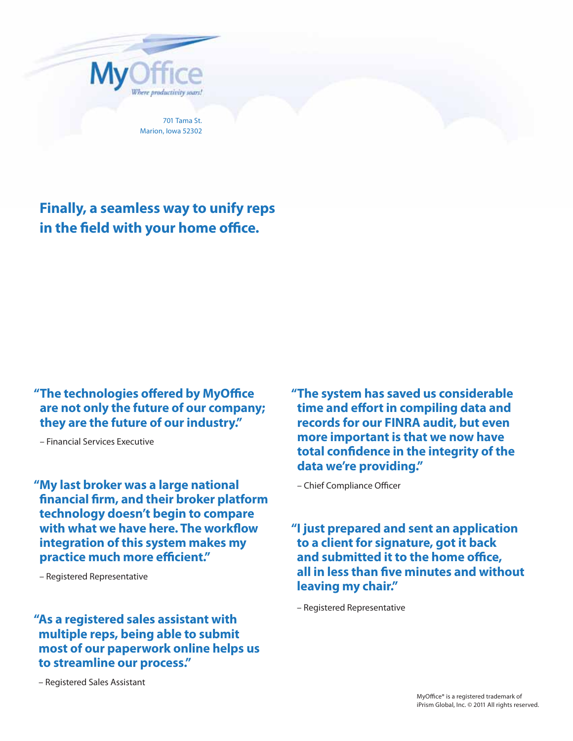MyOffice

*Where productivity soars!*

701 Tama St.
Marion, Iowa 52302

## Finally, a seamless way to unify reps in the field with your home office.

**"The technologies offered by MyOffice are not only the future of our company; they are the future of our industry."**

– Financial Services Executive

**"My last broker was a large national financial firm, and their broker platform technology doesn't begin to compare with what we have here. The workflow integration of this system makes my practice much more efficient."**

– Registered Representative

**"As a registered sales assistant with multiple reps, being able to submit most of our paperwork online helps us to streamline our process."**

– Registered Sales Assistant

**"The system has saved us considerable time and effort in compiling data and records for our FINRA audit, but even more important is that we now have total confidence in the integrity of the data we're providing."**

– Chief Compliance Officer

**"I just prepared and sent an application to a client for signature, got it back and submitted it to the home office, all in less than five minutes and without leaving my chair."**

– Registered Representative

MyOffice® is a registered trademark of iPrism Global, Inc. © 2011 All rights reserved.